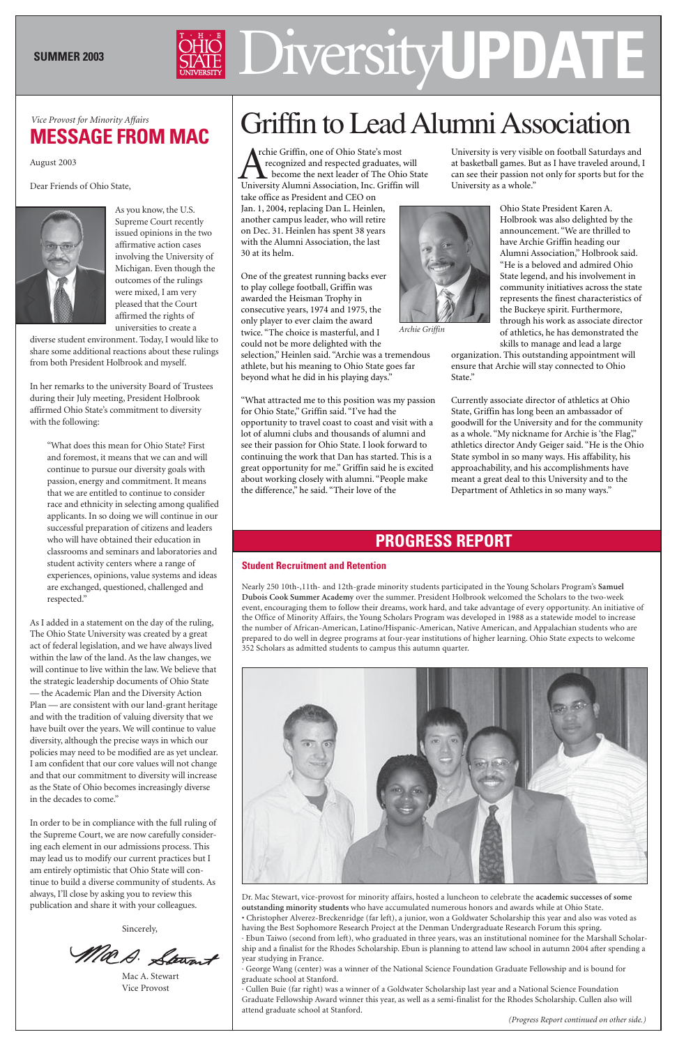SUMMER 2003

# Diversity UPDATE

*Vice Provost for Minority Affairs*

## MESSAGE FROM MAC

August 2003

Dear Friends of Ohio State,

As you know, the U.S. Supreme Court recently issued opinions in the two affirmative action cases involving the University of Michigan. Even though the outcomes of the rulings were mixed, I am very pleased that the Court affirmed the rights of universities to create a diverse student environment. Today, I would like to share some additional reactions about these rulings from both President Holbrook and myself.

In her remarks to the university Board of Trustees during their July meeting, President Holbrook affirmed Ohio State's commitment to diversity with the following:

> "What does this mean for Ohio State? First and foremost, it means that we can and will continue to pursue our diversity goals with passion, energy and commitment. It means that we are entitled to continue to consider race and ethnicity in selecting among qualified applicants. In so doing we will continue in our successful preparation of citizens and leaders who will have obtained their education in classrooms and seminars and laboratories and student activity centers where a range of experiences, opinions, value systems and ideas are exchanged, questioned, challenged and respected."

As I added in a statement on the day of the ruling, "The Ohio State University was created by a great act of federal legislation, and we have always lived within the law of the land. As the law changes, we will continue to live within the law. We believe that the strategic leadership documents of Ohio State — the Academic Plan and the Diversity Action Plan — are consistent with our land-grant heritage and with the tradition of valuing diversity that we have built over the years. We will continue to value diversity, although the precise ways in which our policies may need to be modified are as yet unclear. I am confident that our core values will not change and that our commitment to diversity will increase as the State of Ohio becomes increasingly diverse in the decades to come."

In order to be in compliance with the full ruling of the Supreme Court, we are now carefully considering each element in our admissions process. This may lead us to modify our current practices but I am entirely optimistic that Ohio State will continue to build a diverse community of students. As always, I'll close by asking you to review this publication and share it with your colleagues.

Sincerely,

Mac A. Stewart
Vice Provost

# Griffin to Lead Alumni Association

Archie Griffin, one of Ohio State's most recognized and respected graduates, will become the next leader of The Ohio State University Alumni Association, Inc. Griffin will take office as President and CEO on Jan. 1, 2004, replacing Dan L. Heinlen, another campus leader, who will retire on Dec. 31. Heinlen has spent 38 years with the Alumni Association, the last 30 at its helm.

One of the greatest running backs ever to play college football, Griffin was awarded the Heisman Trophy in consecutive years, 1974 and 1975, the only player to ever claim the award twice. "The choice is masterful, and I could not be more delighted with the selection," Heinlen said. "Archie was a tremendous athlete, but his meaning to Ohio State goes far beyond what he did in his playing days."

*Archie Griffin*

"What attracted me to this position was my passion for Ohio State," Griffin said. "I've had the opportunity to travel coast to coast and visit with a lot of alumni clubs and thousands of alumni and see their passion for Ohio State. I look forward to continuing the work that Dan has started. This is a great opportunity for me." Griffin said he is excited about working closely with alumni. "People make the difference," he said. "Their love of the University is very visible on football Saturdays and at basketball games. But as I have traveled around, I can see their passion not only for sports but for the University as a whole."

Ohio State President Karen A. Holbrook was also delighted by the announcement. "We are thrilled to have Archie Griffin heading our Alumni Association," Holbrook said. "He is a beloved and admired Ohio State legend, and his involvement in community initiatives across the state represents the finest characteristics of the Buckeye spirit. Furthermore, through his work as associate director of athletics, he has demonstrated the skills to manage and lead a large organization. This outstanding appointment will ensure that Archie will stay connected to Ohio State."

Currently associate director of athletics at Ohio State, Griffin has long been an ambassador of goodwill for the University and for the community as a whole. "My nickname for Archie is 'the Flag'," athletics director Andy Geiger said. "He is the Ohio State symbol in so many ways. His affability, his approachability, and his accomplishments have meant a great deal to this University and to the Department of Athletics in so many ways."

## PROGRESS REPORT

### Student Recruitment and Retention

Nearly 250 10th-,11th- and 12th-grade minority students participated in the Young Scholars Program's **Samuel Dubois Cook Summer Academy** over the summer. President Holbrook welcomed the Scholars to the two-week event, encouraging them to follow their dreams, work hard, and take advantage of every opportunity. An initiative of the Office of Minority Affairs, the Young Scholars Program was developed in 1988 as a statewide model to increase the number of African-American, Latino/Hispanic-American, Native American, and Appalachian students who are prepared to do well in degree programs at four-year institutions of higher learning. Ohio State expects to welcome 352 Scholars as admitted students to campus this autumn quarter.

Dr. Mac Stewart, vice-provost for minority affairs, hosted a luncheon to celebrate the **academic successes of some outstanding minority students** who have accumulated numerous honors and awards while at Ohio State.

- Christopher Alverez-Breckenridge (far left), a junior, won a Goldwater Scholarship this year and also was voted as having the Best Sophomore Research Project at the Denman Undergraduate Research Forum this spring.
- Ebun Taiwo (second from left), who graduated in three years, was an institutional nominee for the Marshall Scholarship and a finalist for the Rhodes Scholarship. Ebun is planning to attend law school in autumn 2004 after spending a year studying in France.
- George Wang (center) was a winner of the National Science Foundation Graduate Fellowship and is bound for graduate school at Stanford.
- Cullen Buie (far right) was a winner of a Goldwater Scholarship last year and a National Science Foundation Graduate Fellowship Award winner this year, as well as a semi-finalist for the Rhodes Scholarship. Cullen also will attend graduate school at Stanford.

*(Progress Report continued on other side.)*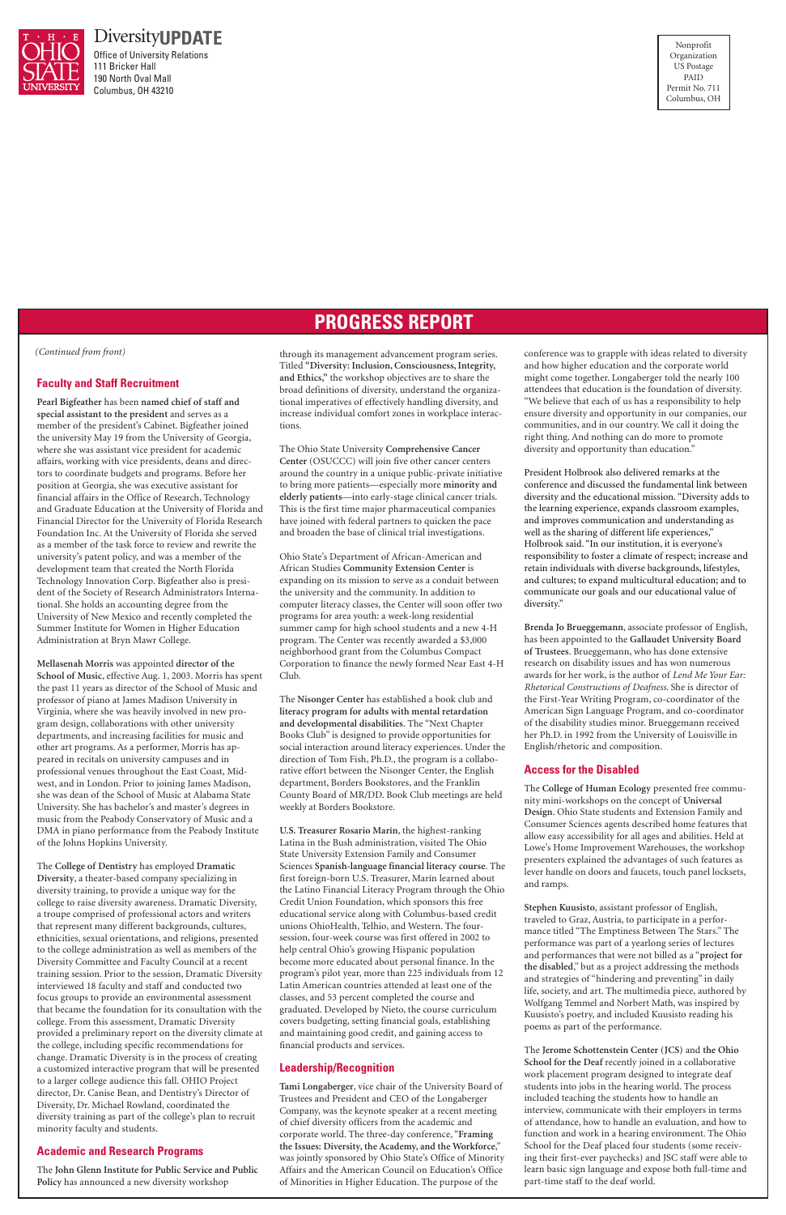# DiversityUPDATE

Office of University Relations
111 Bricker Hall
190 North Oval Mall
Columbus, OH 43210

Nonprofit Organization
US Postage
PAID
Permit No. 711
Columbus, OH

# PROGRESS REPORT

*(Continued from front)*

## Faculty and Staff Recruitment

**Pearl Bigfeather** has been **named chief of staff and special assistant to the president** and serves as a member of the president's Cabinet. Bigfeather joined the university May 19 from the University of Georgia, where she was assistant vice president for academic affairs, working with vice presidents, deans and directors to coordinate budgets and programs. Before her position at Georgia, she was executive assistant for financial affairs in the Office of Research, Technology and Graduate Education at the University of Florida and Financial Director for the University of Florida Research Foundation Inc. At the University of Florida she served as a member of the task force to review and rewrite the university's patent policy, and was a member of the development team that created the North Florida Technology Innovation Corp. Bigfeather also is president of the Society of Research Administrators International. She holds an accounting degree from the University of New Mexico and recently completed the Summer Institute for Women in Higher Education Administration at Bryn Mawr College.

**Mellasenah Morris** was appointed **director of the School of Music**, effective Aug. 1, 2003. Morris has spent the past 11 years as director of the School of Music and professor of piano at James Madison University in Virginia, where she was heavily involved in new program design, collaborations with other university departments, and increasing facilities for music and other art programs. As a performer, Morris has appeared in recitals on university campuses and in professional venues throughout the East Coast, Midwest, and in London. Prior to joining James Madison, she was dean of the School of Music at Alabama State University. She has bachelor's and master's degrees in music from the Peabody Conservatory of Music and a DMA in piano performance from the Peabody Institute of the Johns Hopkins University.

The **College of Dentistry** has employed **Dramatic Diversity**, a theater-based company specializing in diversity training, to provide a unique way for the college to raise diversity awareness. Dramatic Diversity, a troupe comprised of professional actors and writers that represent many different backgrounds, cultures, ethnicities, sexual orientations, and religions, presented to the college administration as well as members of the Diversity Committee and Faculty Council at a recent training session. Prior to the session, Dramatic Diversity interviewed 18 faculty and staff and conducted two focus groups to provide an environmental assessment that became the foundation for its consultation with the college. From this assessment, Dramatic Diversity provided a preliminary report on the diversity climate at the college, including specific recommendations for change. Dramatic Diversity is in the process of creating a customized interactive program that will be presented to a larger college audience this fall. OHIO Project director, Dr. Canise Bean, and Dentistry's Director of Diversity, Dr. Michael Rowland, coordinated the diversity training as part of the college's plan to recruit minority faculty and students.

## Academic and Research Programs

The **John Glenn Institute for Public Service and Public Policy** has announced a new diversity workshop through its management advancement program series. Titled **"Diversity: Inclusion, Consciousness, Integrity, and Ethics,"** the workshop objectives are to share the broad definitions of diversity, understand the organizational imperatives of effectively handling diversity, and increase individual comfort zones in workplace interactions.

The Ohio State University **Comprehensive Cancer Center** (OSUCCC) will join five other cancer centers around the country in a unique public-private initiative to bring more patients—especially more **minority and elderly patients**—into early-stage clinical cancer trials. This is the first time major pharmaceutical companies have joined with federal partners to quicken the pace and broaden the base of clinical trial investigations.

Ohio State's Department of African-American and African Studies **Community Extension Center** is expanding on its mission to serve as a conduit between the university and the community. In addition to computer literacy classes, the Center will soon offer two programs for area youth: a week-long residential summer camp for high school students and a new 4-H program. The Center was recently awarded a $3,000 neighborhood grant from the Columbus Compact Corporation to finance the newly formed Near East 4-H Club.

The **Nisonger Center** has established a book club and **literacy program for adults with mental retardation and developmental disabilities**. The "Next Chapter Books Club" is designed to provide opportunities for social interaction around literacy experiences. Under the direction of Tom Fish, Ph.D., the program is a collaborative effort between the Nisonger Center, the English department, Borders Bookstores, and the Franklin County Board of MR/DD. Book Club meetings are held weekly at Borders Bookstore.

**U.S. Treasurer Rosario Marin**, the highest-ranking Latina in the Bush administration, visited The Ohio State University Extension Family and Consumer Sciences **Spanish-language financial literacy course**. The first foreign-born U.S. Treasurer, Marin learned about the Latino Financial Literacy Program through the Ohio Credit Union Foundation, which sponsors this free educational service along with Columbus-based credit unions OhioHealth, Telhio, and Western. The four-session, four-week course was first offered in 2002 to help central Ohio's growing Hispanic population become more educated about personal finance. In the program's pilot year, more than 225 individuals from 12 Latin American countries attended at least one of the classes, and 53 percent completed the course and graduated. Developed by Nieto, the course curriculum covers budgeting, setting financial goals, establishing and maintaining good credit, and gaining access to financial products and services.

## Leadership/Recognition

**Tami Longaberger**, vice chair of the University Board of Trustees and President and CEO of the Longaberger Company, was the keynote speaker at a recent meeting of chief diversity officers from the academic and corporate world. The three-day conference, "**Framing the Issues: Diversity, the Academy, and the Workforce**," was jointly sponsored by Ohio State's Office of Minority Affairs and the American Council on Education's Office of Minorities in Higher Education. The purpose of the conference was to grapple with ideas related to diversity and how higher education and the corporate world might come together. Longaberger told the nearly 100 attendees that education is the foundation of diversity. "We believe that each of us has a responsibility to help ensure diversity and opportunity in our companies, our communities, and in our country. We call it doing the right thing. And nothing can do more to promote diversity and opportunity than education."

President Holbrook also delivered remarks at the conference and discussed the fundamental link between diversity and the educational mission. "Diversity adds to the learning experience, expands classroom examples, and improves communication and understanding as well as the sharing of different life experiences," Holbrook said. "In our institution, it is everyone's responsibility to foster a climate of respect; increase and retain individuals with diverse backgrounds, lifestyles, and cultures; to expand multicultural education; and to communicate our goals and our educational value of diversity."

**Brenda Jo Brueggemann**, associate professor of English, has been appointed to the **Gallaudet University Board of Trustees**. Brueggemann, who has done extensive research on disability issues and has won numerous awards for her work, is the author of *Lend Me Your Ear: Rhetorical Constructions of Deafness*. She is director of the First-Year Writing Program, co-coordinator of the American Sign Language Program, and co-coordinator of the disability studies minor. Brueggemann received her Ph.D. in 1992 from the University of Louisville in English/rhetoric and composition.

## Access for the Disabled

The **College of Human Ecology** presented free community mini-workshops on the concept of **Universal Design**. Ohio State students and Extension Family and Consumer Sciences agents described home features that allow easy accessibility for all ages and abilities. Held at Lowe's Home Improvement Warehouses, the workshop presenters explained the advantages of such features as lever handle on doors and faucets, touch panel locksets, and ramps.

**Stephen Kuusisto**, assistant professor of English, traveled to Graz, Austria, to participate in a performance titled "The Emptiness Between The Stars." The performance was part of a yearlong series of lectures and performances that were not billed as a "**project for the disabled**," but as a project addressing the methods and strategies of "hindering and preventing" in daily life, society, and art. The multimedia piece, authored by Wolfgang Temmel and Norbert Math, was inspired by Kuusisto's poetry, and included Kuusisto reading his poems as part of the performance.

The **Jerome Schottenstein Center** (**JCS**) and **the Ohio School for the Deaf** recently joined in a collaborative work placement program designed to integrate deaf students into jobs in the hearing world. The process included teaching the students how to handle an interview, communicate with their employers in terms of attendance, how to handle an evaluation, and how to function and work in a hearing environment. The Ohio School for the Deaf placed four students (some receiving their first-ever paychecks) and JSC staff were able to learn basic sign language and expose both full-time and part-time staff to the deaf world.